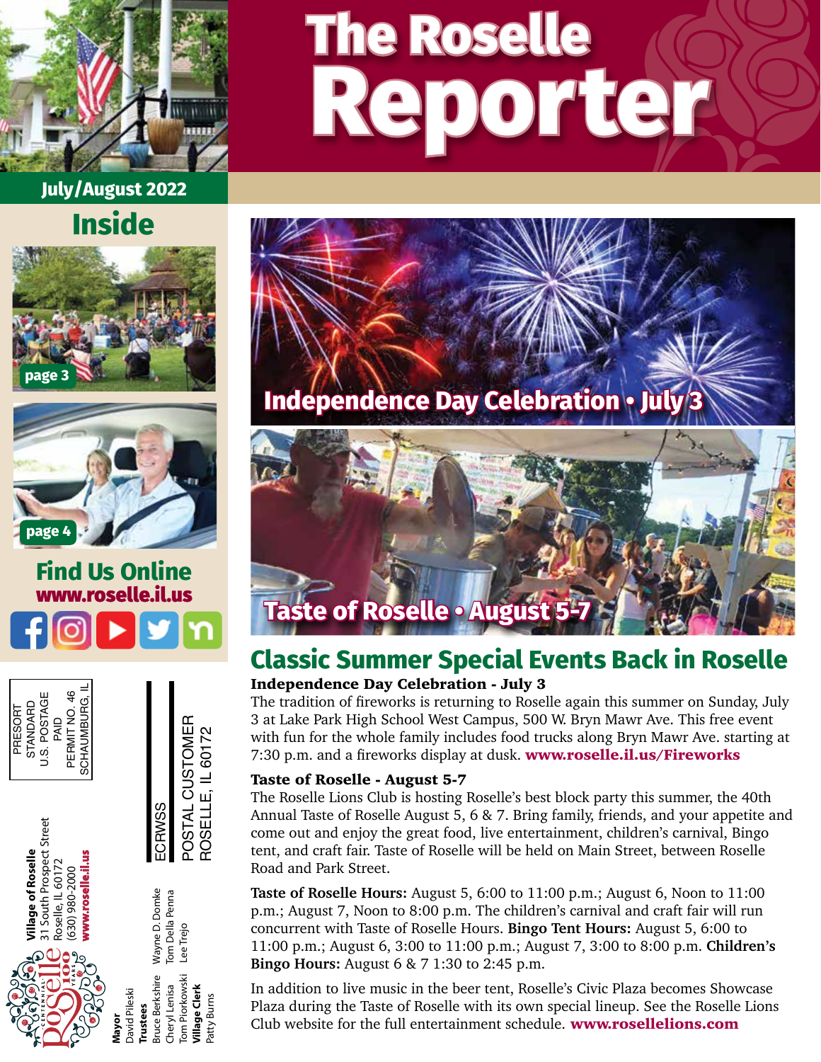# The Roselle Reporter

July/August 2022

## Inside

page 3

page 4

## Find Us Online

www.roselle.il.us

Independence Day Celebration • July 3

Taste of Roselle • August 5-7

## Classic Summer Special Events Back in Roselle

### Independence Day Celebration - July 3

The tradition of fireworks is returning to Roselle again this summer on Sunday, July 3 at Lake Park High School West Campus, 500 W. Bryn Mawr Ave. This free event with fun for the whole family includes food trucks along Bryn Mawr Ave. starting at 7:30 p.m. and a fireworks display at dusk. **www.roselle.il.us/Fireworks**

### Taste of Roselle - August 5-7

The Roselle Lions Club is hosting Roselle's best block party this summer, the 40th Annual Taste of Roselle August 5, 6 & 7. Bring family, friends, and your appetite and come out and enjoy the great food, live entertainment, children's carnival, Bingo tent, and craft fair. Taste of Roselle will be held on Main Street, between Roselle Road and Park Street.

**Taste of Roselle Hours:** August 5, 6:00 to 11:00 p.m.; August 6, Noon to 11:00 p.m.; August 7, Noon to 8:00 p.m. The children's carnival and craft fair will run concurrent with Taste of Roselle Hours. **Bingo Tent Hours:** August 5, 6:00 to 11:00 p.m.; August 6, 3:00 to 11:00 p.m.; August 7, 3:00 to 8:00 p.m. **Children's Bingo Hours:** August 6 & 7 1:30 to 2:45 p.m.

In addition to live music in the beer tent, Roselle's Civic Plaza becomes Showcase Plaza during the Taste of Roselle with its own special lineup. See the Roselle Lions Club website for the full entertainment schedule. **www.rosellelions.com**

---

**Village of Roselle**
31 South Prospect Street
Roselle, IL 60172
(630) 980-2000
**www.roselle.il.us**

PRESORT STANDARD
U.S. POSTAGE
PAID
PERMIT NO. 46
SCHAUMBURG, IL

ECRWSS
POSTAL CUSTOMER
ROSELLE, IL 60172

**Mayor**
David Pileski

**Trustees**
Bruce Berkshire
Cheryl Lenisa
Tom Piorkowski
Wayne D. Domke
Tom Della Penna
Lee Trejo

**Village Clerk**
Patty Burns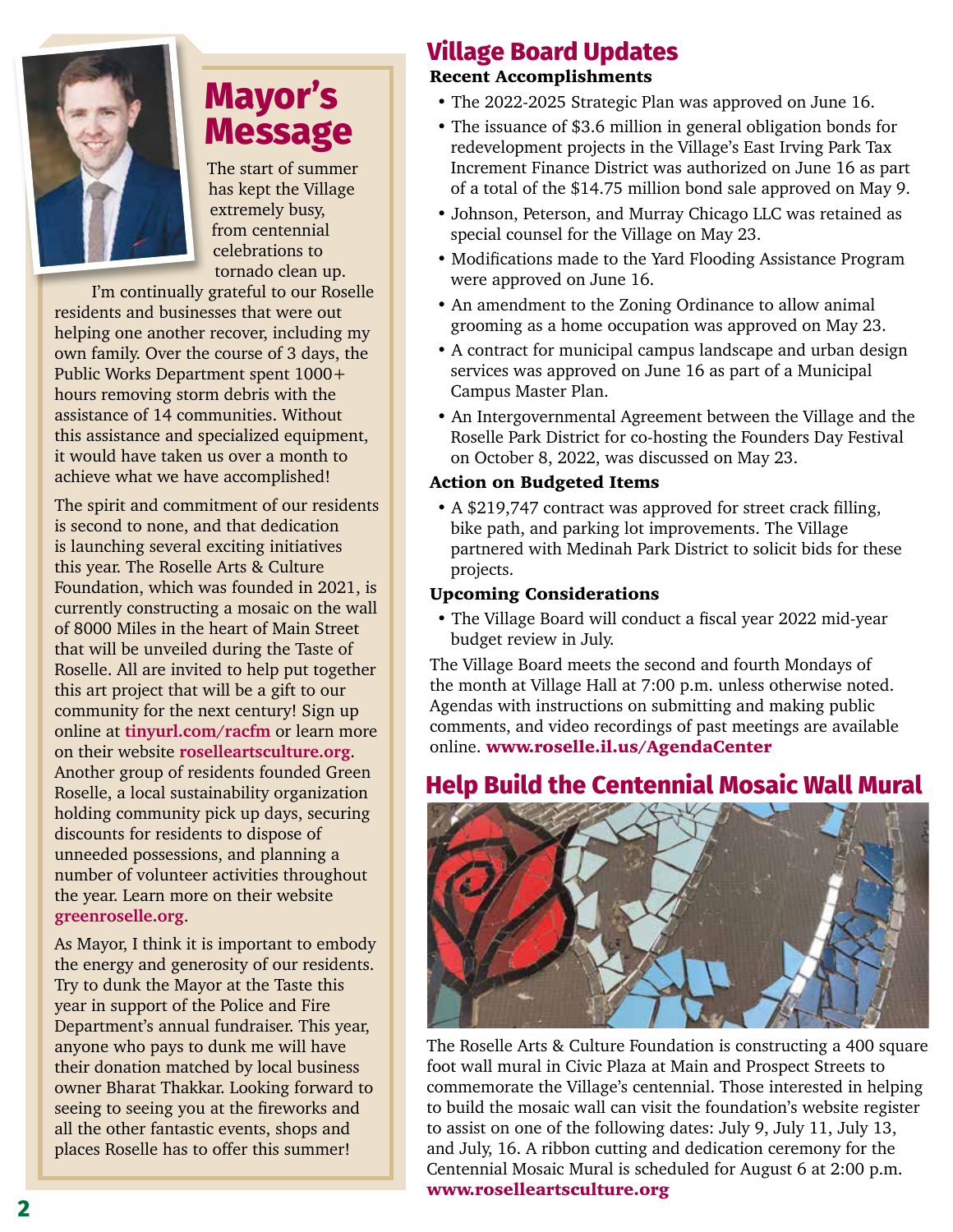# Mayor's Message

The start of summer has kept the Village extremely busy, from centennial celebrations to tornado clean up.

I'm continually grateful to our Roselle residents and businesses that were out helping one another recover, including my own family. Over the course of 3 days, the Public Works Department spent 1000+ hours removing storm debris with the assistance of 14 communities. Without this assistance and specialized equipment, it would have taken us over a month to achieve what we have accomplished!

The spirit and commitment of our residents is second to none, and that dedication is launching several exciting initiatives this year. The Roselle Arts & Culture Foundation, which was founded in 2021, is currently constructing a mosaic on the wall of 8000 Miles in the heart of Main Street that will be unveiled during the Taste of Roselle. All are invited to help put together this art project that will be a gift to our community for the next century! Sign up online at **tinyurl.com/racfm** or learn more on their website **roselleartsculture.org**. Another group of residents founded Green Roselle, a local sustainability organization holding community pick up days, securing discounts for residents to dispose of unneeded possessions, and planning a number of volunteer activities throughout the year. Learn more on their website **greenroselle.org**.

As Mayor, I think it is important to embody the energy and generosity of our residents. Try to dunk the Mayor at the Taste this year in support of the Police and Fire Department's annual fundraiser. This year, anyone who pays to dunk me will have their donation matched by local business owner Bharat Thakkar. Looking forward to seeing you at the fireworks and all the other fantastic events, shops and places Roselle has to offer this summer!

# Village Board Updates

### Recent Accomplishments

- The 2022-2025 Strategic Plan was approved on June 16.
- The issuance of $3.6 million in general obligation bonds for redevelopment projects in the Village's East Irving Park Tax Increment Finance District was authorized on June 16 as part of a total of the $14.75 million bond sale approved on May 9.
- Johnson, Peterson, and Murray Chicago LLC was retained as special counsel for the Village on May 23.
- Modifications made to the Yard Flooding Assistance Program were approved on June 16.
- An amendment to the Zoning Ordinance to allow animal grooming as a home occupation was approved on May 23.
- A contract for municipal campus landscape and urban design services was approved on June 16 as part of a Municipal Campus Master Plan.
- An Intergovernmental Agreement between the Village and the Roselle Park District for co-hosting the Founders Day Festival on October 8, 2022, was discussed on May 23.

### Action on Budgeted Items

- A $219,747 contract was approved for street crack filling, bike path, and parking lot improvements. The Village partnered with Medinah Park District to solicit bids for these projects.

### Upcoming Considerations

- The Village Board will conduct a fiscal year 2022 mid-year budget review in July.

The Village Board meets the second and fourth Mondays of the month at Village Hall at 7:00 p.m. unless otherwise noted. Agendas with instructions on submitting and making public comments, and video recordings of past meetings are available online. **www.roselle.il.us/AgendaCenter**

# Help Build the Centennial Mosaic Wall Mural

The Roselle Arts & Culture Foundation is constructing a 400 square foot wall mural in Civic Plaza at Main and Prospect Streets to commemorate the Village's centennial. Those interested in helping to build the mosaic wall can visit the foundation's website register to assist on one of the following dates: July 9, July 11, July 13, and July, 16. A ribbon cutting and dedication ceremony for the Centennial Mosaic Mural is scheduled for August 6 at 2:00 p.m. **www.roselleartsculture.org**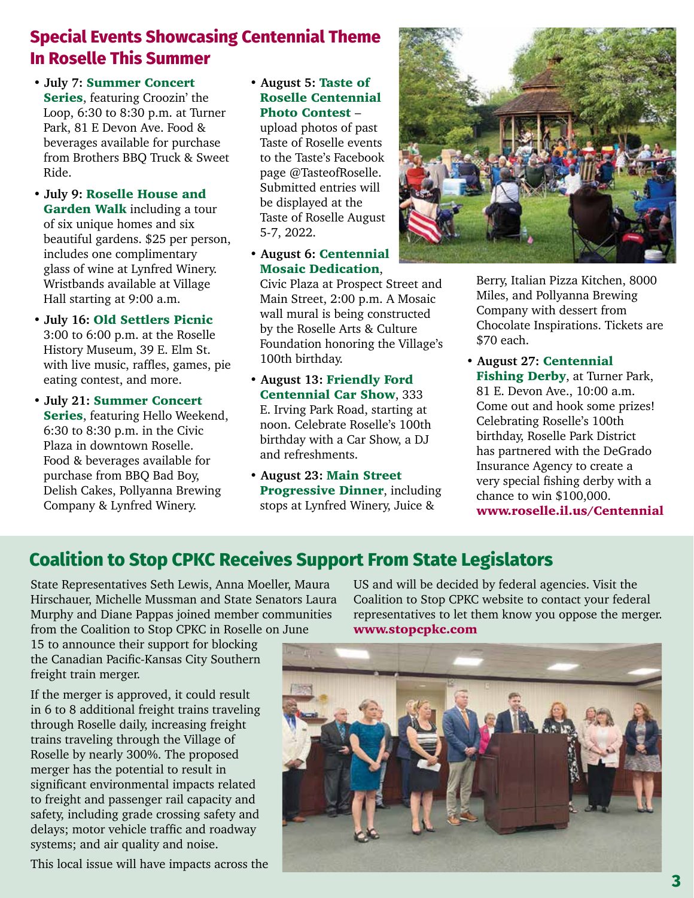## Special Events Showcasing Centennial Theme In Roselle This Summer

- **July 7: Summer Concert Series**, featuring Croozin' the Loop, 6:30 to 8:30 p.m. at Turner Park, 81 E Devon Ave. Food & beverages available for purchase from Brothers BBQ Truck & Sweet Ride.
- **July 9: Roselle House and Garden Walk** including a tour of six unique homes and six beautiful gardens. $25 per person, includes one complimentary glass of wine at Lynfred Winery. Wristbands available at Village Hall starting at 9:00 a.m.
- **July 16: Old Settlers Picnic** 3:00 to 6:00 p.m. at the Roselle History Museum, 39 E. Elm St. with live music, raffles, games, pie eating contest, and more.
- **July 21: Summer Concert Series**, featuring Hello Weekend, 6:30 to 8:30 p.m. in the Civic Plaza in downtown Roselle. Food & beverages available for purchase from BBQ Bad Boy, Delish Cakes, Pollyanna Brewing Company & Lynfred Winery.
- **August 5: Taste of Roselle Centennial Photo Contest** – upload photos of past Taste of Roselle events to the Taste's Facebook page @TasteofRoselle. Submitted entries will be displayed at the Taste of Roselle August 5-7, 2022.
- **August 6: Centennial Mosaic Dedication**, Civic Plaza at Prospect Street and Main Street, 2:00 p.m. A Mosaic wall mural is being constructed by the Roselle Arts & Culture Foundation honoring the Village's 100th birthday.
- **August 13: Friendly Ford Centennial Car Show**, 333 E. Irving Park Road, starting at noon. Celebrate Roselle's 100th birthday with a Car Show, a DJ and refreshments.
- **August 23: Main Street Progressive Dinner**, including stops at Lynfred Winery, Juice & Berry, Italian Pizza Kitchen, 8000 Miles, and Pollyanna Brewing Company with dessert from Chocolate Inspirations. Tickets are $70 each.
- **August 27: Centennial Fishing Derby**, at Turner Park, 81 E. Devon Ave., 10:00 a.m. Come out and hook some prizes! Celebrating Roselle's 100th birthday, Roselle Park District has partnered with the DeGrado Insurance Agency to create a very special fishing derby with a chance to win $100,000. **www.roselle.il.us/Centennial**

## Coalition to Stop CPKC Receives Support From State Legislators

State Representatives Seth Lewis, Anna Moeller, Maura Hirschauer, Michelle Mussman and State Senators Laura Murphy and Diane Pappas joined member communities from the Coalition to Stop CPKC in Roselle on June 15 to announce their support for blocking the Canadian Pacific-Kansas City Southern freight train merger.

If the merger is approved, it could result in 6 to 8 additional freight trains traveling through Roselle daily, increasing freight trains traveling through the Village of Roselle by nearly 300%. The proposed merger has the potential to result in significant environmental impacts related to freight and passenger rail capacity and safety, including grade crossing safety and delays; motor vehicle traffic and roadway systems; and air quality and noise.

This local issue will have impacts across the US and will be decided by federal agencies. Visit the Coalition to Stop CPKC website to contact your federal representatives to let them know you oppose the merger. **www.stopcpkc.com**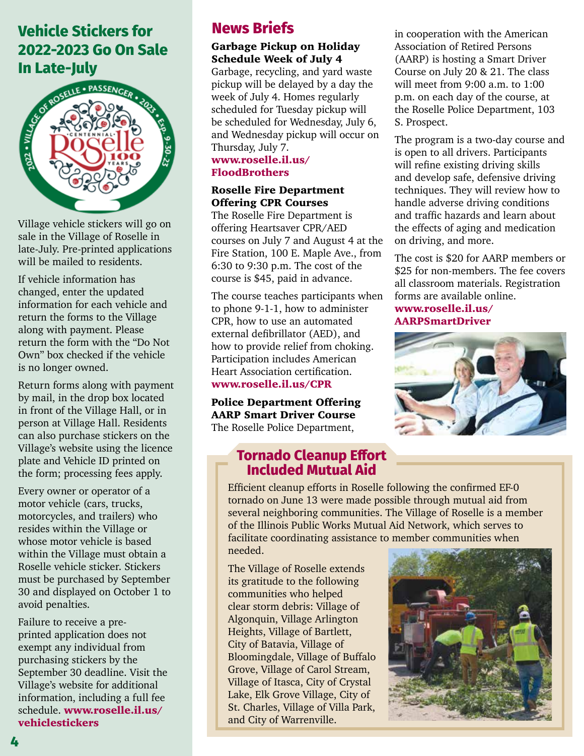## Vehicle Stickers for 2022-2023 Go On Sale In Late-July

Village vehicle stickers will go on sale in the Village of Roselle in late-July. Pre-printed applications will be mailed to residents.

If vehicle information has changed, enter the updated information for each vehicle and return the forms to the Village along with payment. Please return the form with the "Do Not Own" box checked if the vehicle is no longer owned.

Return forms along with payment by mail, in the drop box located in front of the Village Hall, or in person at Village Hall. Residents can also purchase stickers on the Village's website using the licence plate and Vehicle ID printed on the form; processing fees apply.

Every owner or operator of a motor vehicle (cars, trucks, motorcycles, and trailers) who resides within the Village or whose motor vehicle is based within the Village must obtain a Roselle vehicle sticker. Stickers must be purchased by September 30 and displayed on October 1 to avoid penalties.

Failure to receive a pre-printed application does not exempt any individual from purchasing stickers by the September 30 deadline. Visit the Village's website for additional information, including a full fee schedule. **www.roselle.il.us/vehiclestickers**

## News Briefs

### Garbage Pickup on Holiday Schedule Week of July 4

Garbage, recycling, and yard waste pickup will be delayed by a day the week of July 4. Homes regularly scheduled for Tuesday pickup will be scheduled for Wednesday, July 6, and Wednesday pickup will occur on Thursday, July 7.
**www.roselle.il.us/FloodBrothers**

### Roselle Fire Department Offering CPR Courses

The Roselle Fire Department is offering Heartsaver CPR/AED courses on July 7 and August 4 at the Fire Station, 100 E. Maple Ave., from 6:30 to 9:30 p.m. The cost of the course is $45, paid in advance.

The course teaches participants when to phone 9-1-1, how to administer CPR, how to use an automated external defibrillator (AED), and how to provide relief from choking. Participation includes American Heart Association certification.
**www.roselle.il.us/CPR**

### Police Department Offering AARP Smart Driver Course

The Roselle Police Department, in cooperation with the American Association of Retired Persons (AARP) is hosting a Smart Driver Course on July 20 & 21. The class will meet from 9:00 a.m. to 1:00 p.m. on each day of the course, at the Roselle Police Department, 103 S. Prospect.

The program is a two-day course and is open to all drivers. Participants will refine existing driving skills and develop safe, defensive driving techniques. They will review how to handle adverse driving conditions and traffic hazards and learn about the effects of aging and medication on driving, and more.

The cost is $20 for AARP members or $25 for non-members. The fee covers all classroom materials. Registration forms are available online.
**www.roselle.il.us/AARPSmartDriver**

## Tornado Cleanup Effort Included Mutual Aid

Efficient cleanup efforts in Roselle following the confirmed EF-0 tornado on June 13 were made possible through mutual aid from several neighboring communities. The Village of Roselle is a member of the Illinois Public Works Mutual Aid Network, which serves to facilitate coordinating assistance to member communities when needed.

The Village of Roselle extends its gratitude to the following communities who helped clear storm debris: Village of Algonquin, Village Arlington Heights, Village of Bartlett, City of Batavia, Village of Bloomingdale, Village of Buffalo Grove, Village of Carol Stream, Village of Itasca, City of Crystal Lake, Elk Grove Village, City of St. Charles, Village of Villa Park, and City of Warrenville.